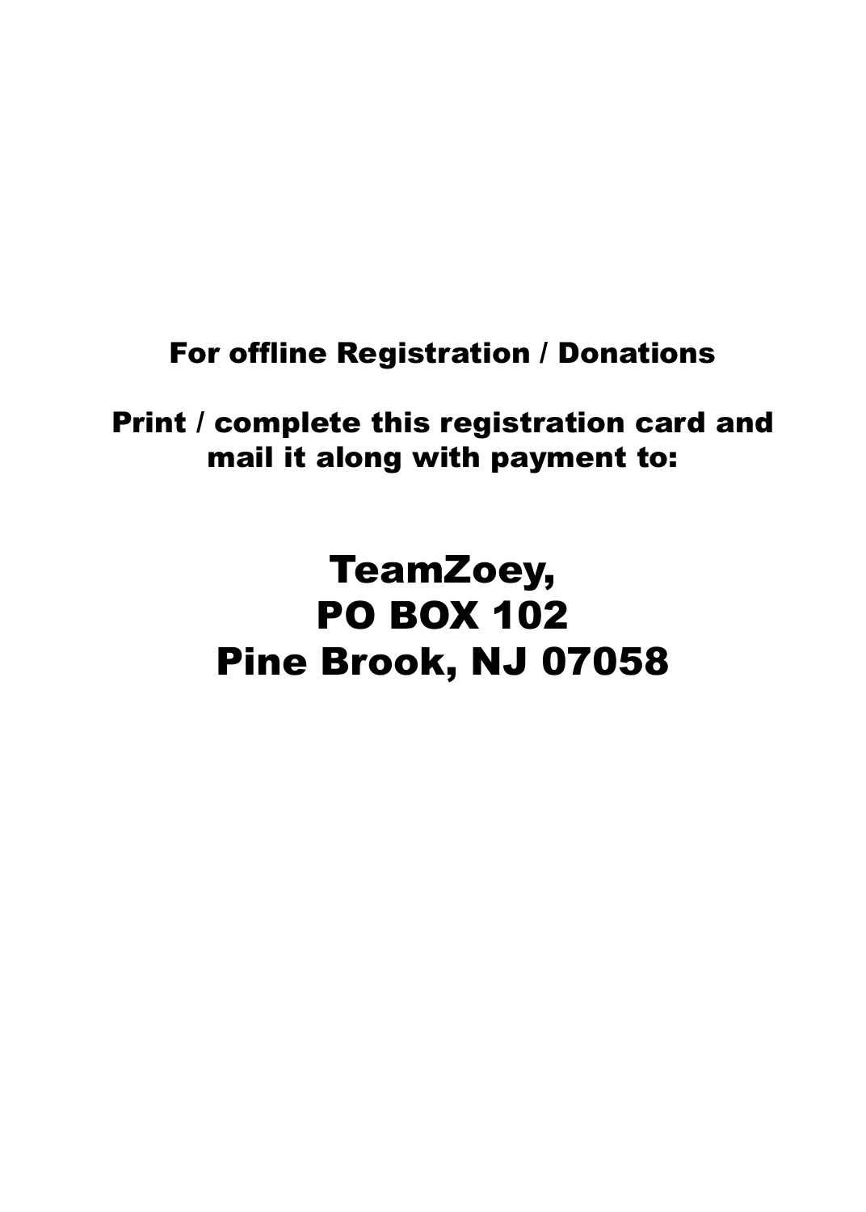**For offline Registration / Donations**

**Print / complete this registration card and mail it along with payment to:**

# TeamZoey,
# PO BOX 102
# Pine Brook, NJ 07058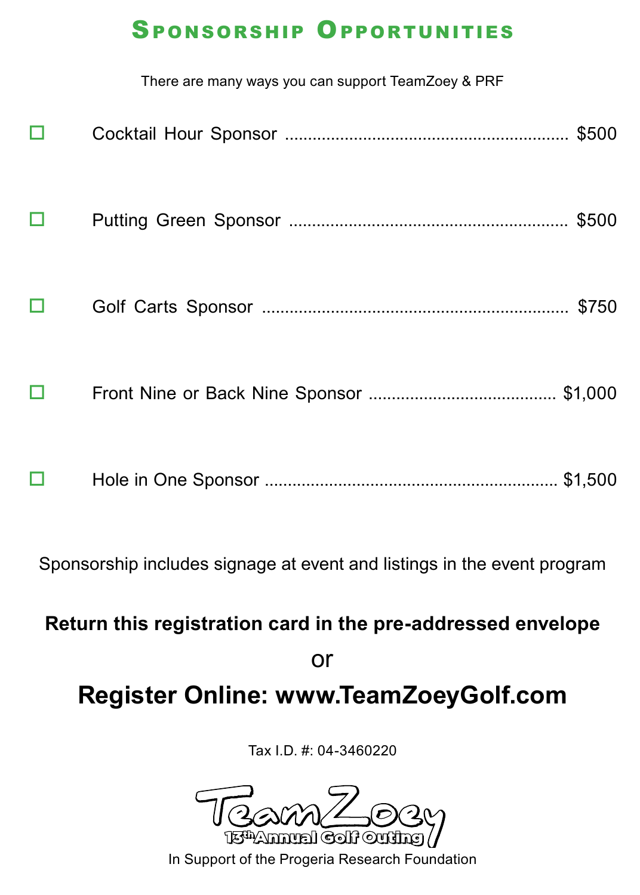# Sponsorship Opportunities

There are many ways you can support TeamZoey & PRF

- ☐ Cocktail Hour Sponsor ............................................................. $500
- ☐ Putting Green Sponsor ............................................................. $500
- ☐ Golf Carts Sponsor ................................................................... $750
- ☐ Front Nine or Back Nine Sponsor ......................................... $1,000
- ☐ Hole in One Sponsor ............................................................... $1,500

Sponsorship includes signage at event and listings in the event program

**Return this registration card in the pre-addressed envelope**

or

**Register Online: www.TeamZoeyGolf.com**

Tax I.D. #: 04-3460220

TeamZoey

13th Annual Golf Outing

In Support of the Progeria Research Foundation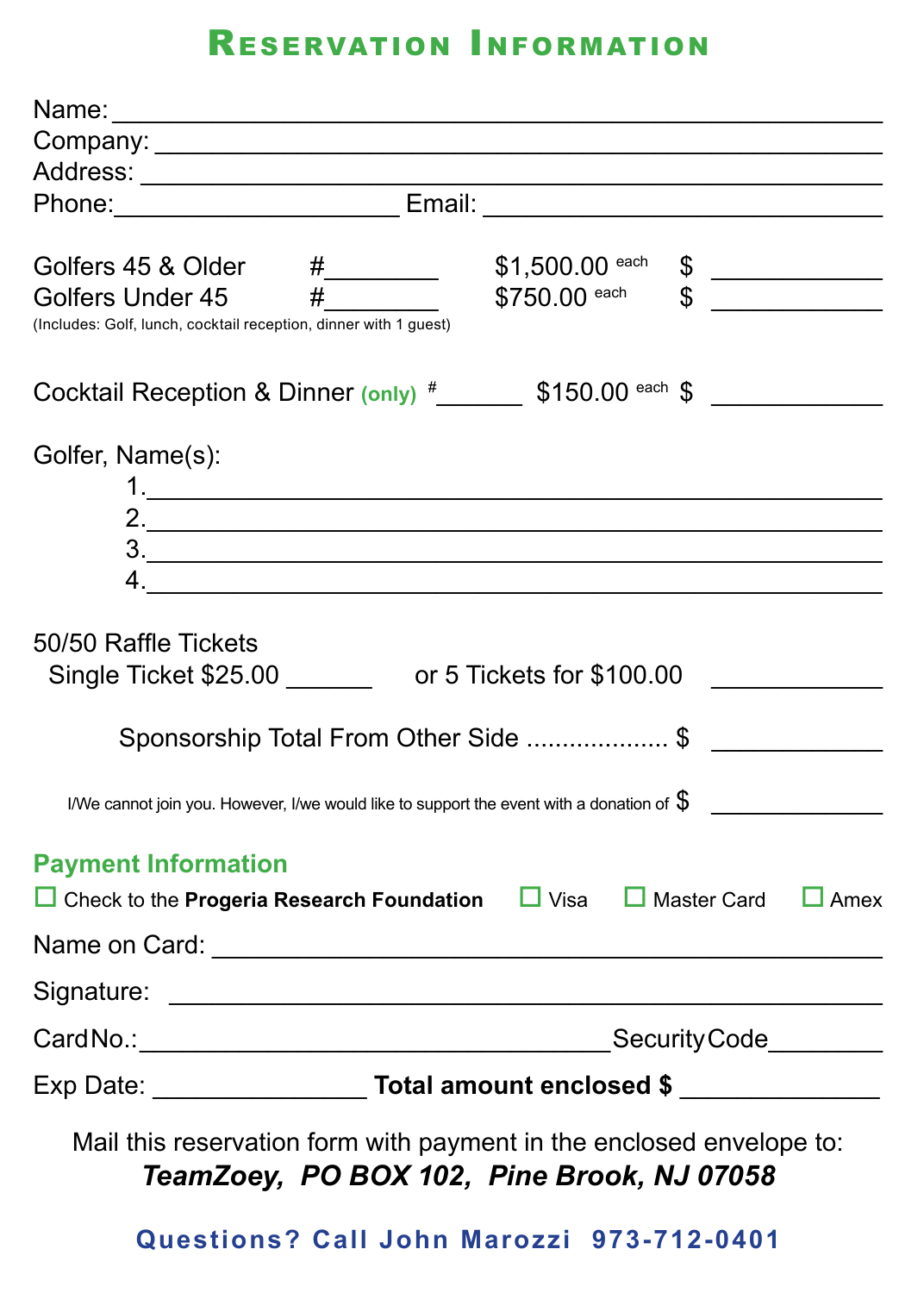# Reservation Information

Name: ______________________________________________

Company: ______________________________________________

Address: ______________________________________________

Phone: ____________________ Email: ______________________

Golfers 45 & Older #________ $1,500.00 each $ ____________

Golfers Under 45 #________ $750.00 each $ ____________

(Includes: Golf, lunch, cocktail reception, dinner with 1 guest)

Cocktail Reception & Dinner **(only)** #______ $150.00 each $ ____________

Golfer, Name(s):

1. ______________________________________________
2. ______________________________________________
3. ______________________________________________
4. ______________________________________________

50/50 Raffle Tickets

Single Ticket $25.00 ______ or 5 Tickets for $100.00 ____________

Sponsorship Total From Other Side .................... $ ____________

I/We cannot join you. However, I/we would like to support the event with a donation of $ ____________

## Payment Information

☐ Check to the **Progeria Research Foundation** ☐ Visa ☐ Master Card ☐ Amex

Name on Card: ______________________________________________

Signature: ______________________________________________

Card No.: ______________________________ Security Code ________

Exp Date: ______________ **Total amount enclosed $** ______________

Mail this reservation form with payment in the enclosed envelope to:

***TeamZoey, PO BOX 102, Pine Brook, NJ 07058***

**Questions? Call John Marozzi 973-712-0401**